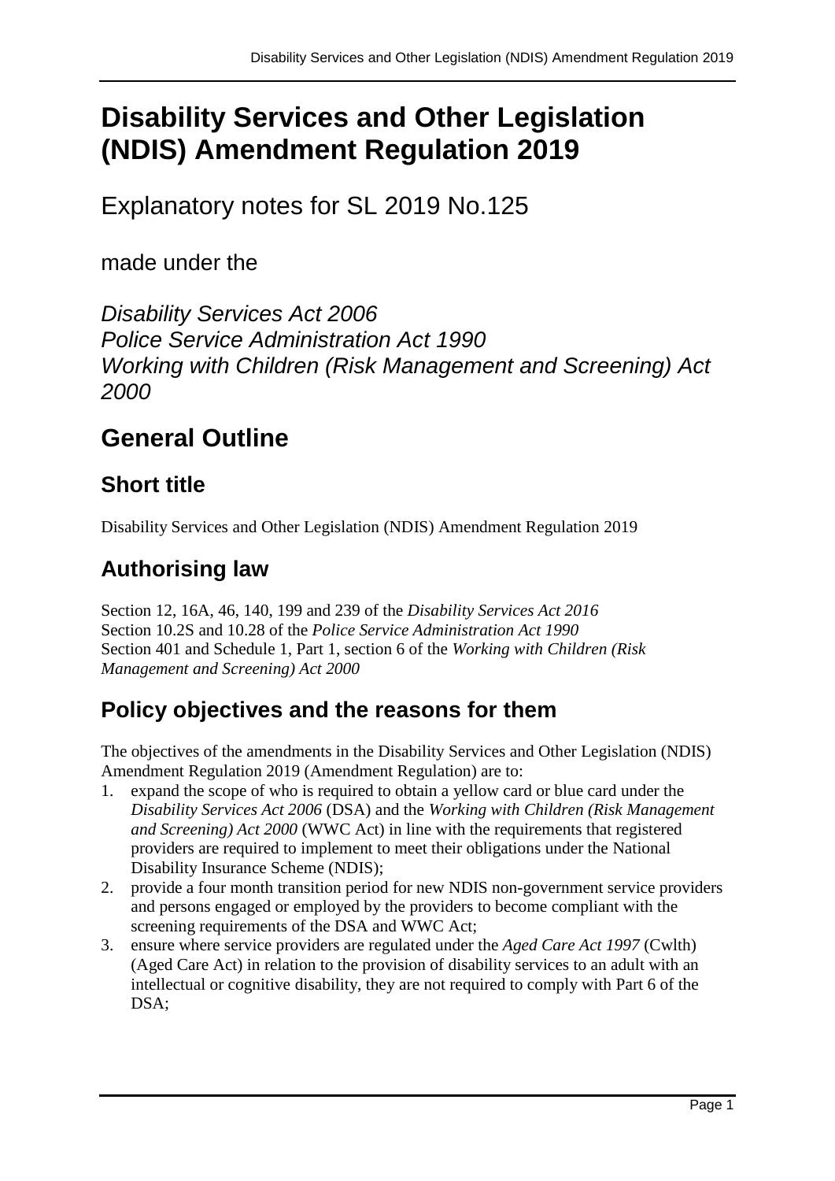# Disability Services and Other Legislation (NDIS) Amendment Regulation 2019

Explanatory notes for SL 2019 No.125

made under the

*Disability Services Act 2006*
*Police Service Administration Act 1990*
*Working with Children (Risk Management and Screening) Act 2000*

## General Outline

### Short title

Disability Services and Other Legislation (NDIS) Amendment Regulation 2019

### Authorising law

Section 12, 16A, 46, 140, 199 and 239 of the *Disability Services Act 2016*
Section 10.2S and 10.28 of the *Police Service Administration Act 1990*
Section 401 and Schedule 1, Part 1, section 6 of the *Working with Children (Risk Management and Screening) Act 2000*

### Policy objectives and the reasons for them

The objectives of the amendments in the Disability Services and Other Legislation (NDIS) Amendment Regulation 2019 (Amendment Regulation) are to:

1. expand the scope of who is required to obtain a yellow card or blue card under the *Disability Services Act 2006* (DSA) and the *Working with Children (Risk Management and Screening) Act 2000* (WWC Act) in line with the requirements that registered providers are required to implement to meet their obligations under the National Disability Insurance Scheme (NDIS);
2. provide a four month transition period for new NDIS non-government service providers and persons engaged or employed by the providers to become compliant with the screening requirements of the DSA and WWC Act;
3. ensure where service providers are regulated under the *Aged Care Act 1997* (Cwlth) (Aged Care Act) in relation to the provision of disability services to an adult with an intellectual or cognitive disability, they are not required to comply with Part 6 of the DSA;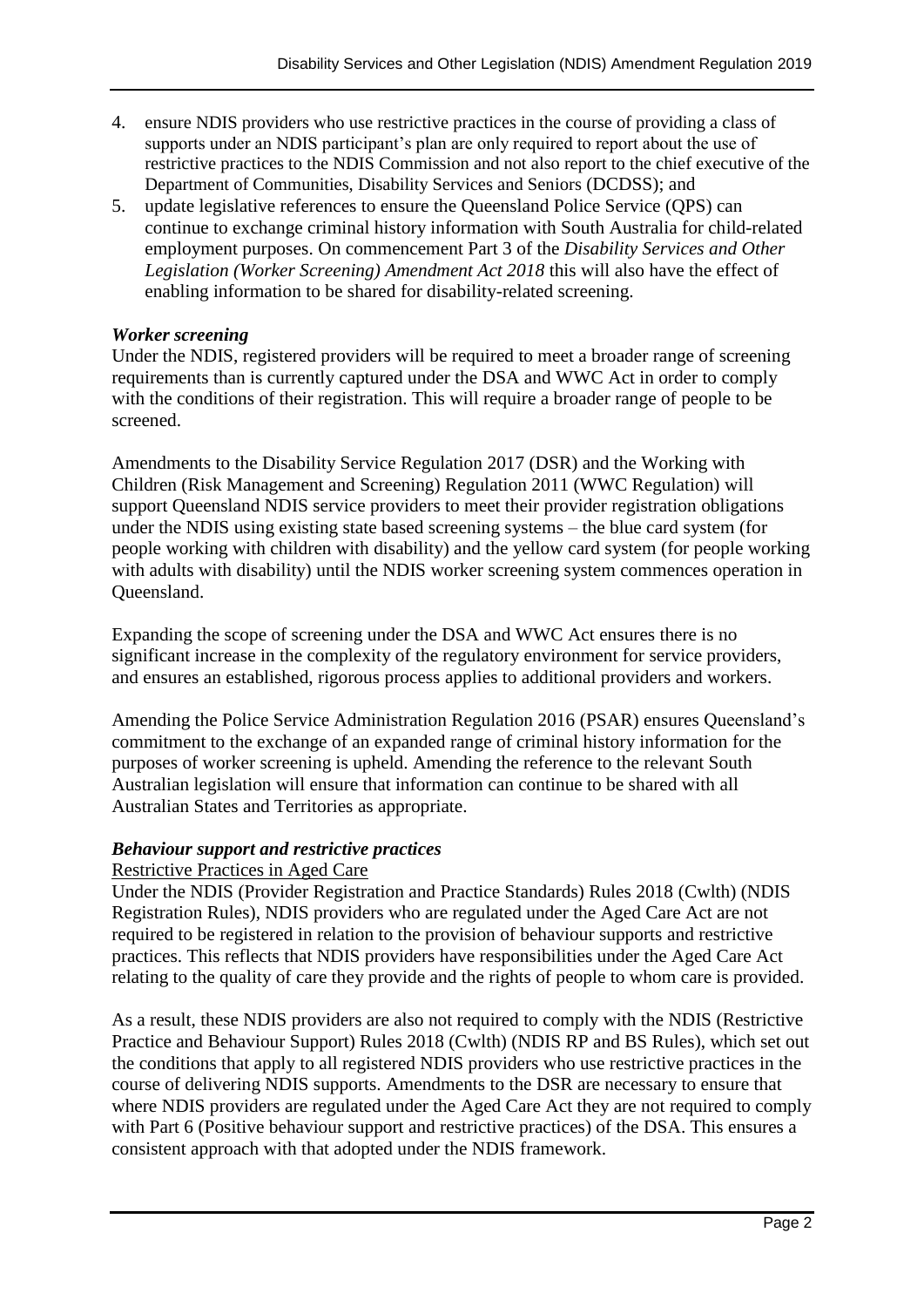4. ensure NDIS providers who use restrictive practices in the course of providing a class of supports under an NDIS participant's plan are only required to report about the use of restrictive practices to the NDIS Commission and not also report to the chief executive of the Department of Communities, Disability Services and Seniors (DCDSS); and
5. update legislative references to ensure the Queensland Police Service (QPS) can continue to exchange criminal history information with South Australia for child-related employment purposes. On commencement Part 3 of the *Disability Services and Other Legislation (Worker Screening) Amendment Act 2018* this will also have the effect of enabling information to be shared for disability-related screening.

***Worker screening***

Under the NDIS, registered providers will be required to meet a broader range of screening requirements than is currently captured under the DSA and WWC Act in order to comply with the conditions of their registration. This will require a broader range of people to be screened.

Amendments to the Disability Service Regulation 2017 (DSR) and the Working with Children (Risk Management and Screening) Regulation 2011 (WWC Regulation) will support Queensland NDIS service providers to meet their provider registration obligations under the NDIS using existing state based screening systems – the blue card system (for people working with children with disability) and the yellow card system (for people working with adults with disability) until the NDIS worker screening system commences operation in Queensland.

Expanding the scope of screening under the DSA and WWC Act ensures there is no significant increase in the complexity of the regulatory environment for service providers, and ensures an established, rigorous process applies to additional providers and workers.

Amending the Police Service Administration Regulation 2016 (PSAR) ensures Queensland's commitment to the exchange of an expanded range of criminal history information for the purposes of worker screening is upheld. Amending the reference to the relevant South Australian legislation will ensure that information can continue to be shared with all Australian States and Territories as appropriate.

***Behaviour support and restrictive practices***

Restrictive Practices in Aged Care

Under the NDIS (Provider Registration and Practice Standards) Rules 2018 (Cwlth) (NDIS Registration Rules), NDIS providers who are regulated under the Aged Care Act are not required to be registered in relation to the provision of behaviour supports and restrictive practices. This reflects that NDIS providers have responsibilities under the Aged Care Act relating to the quality of care they provide and the rights of people to whom care is provided.

As a result, these NDIS providers are also not required to comply with the NDIS (Restrictive Practice and Behaviour Support) Rules 2018 (Cwlth) (NDIS RP and BS Rules), which set out the conditions that apply to all registered NDIS providers who use restrictive practices in the course of delivering NDIS supports. Amendments to the DSR are necessary to ensure that where NDIS providers are regulated under the Aged Care Act they are not required to comply with Part 6 (Positive behaviour support and restrictive practices) of the DSA. This ensures a consistent approach with that adopted under the NDIS framework.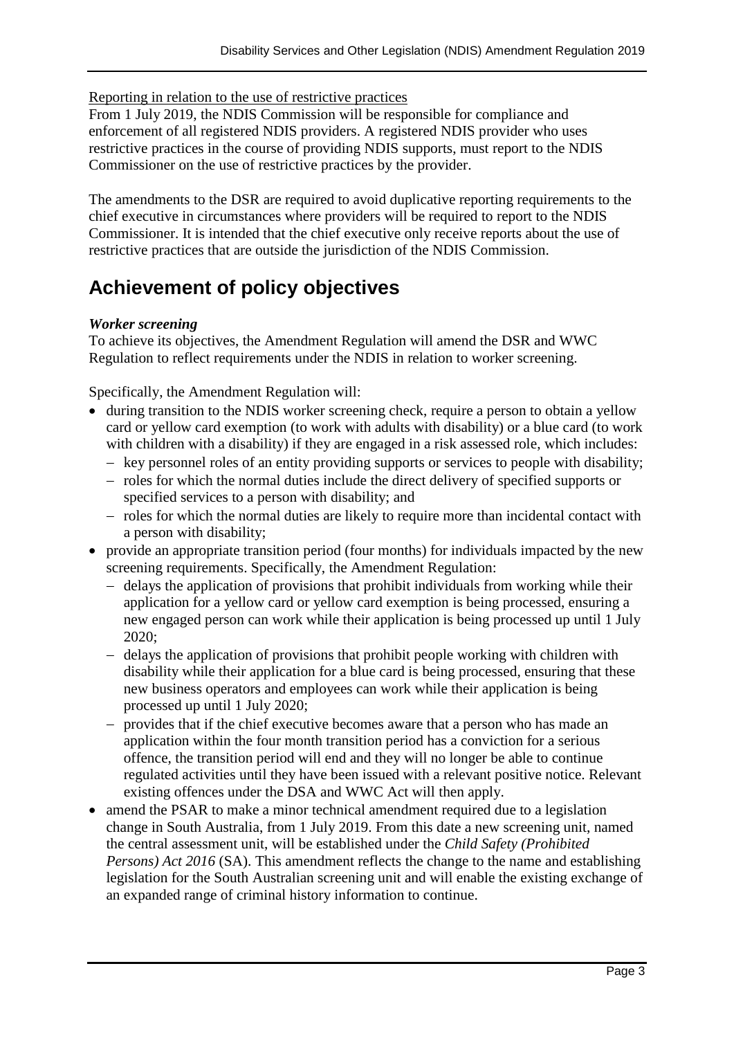Reporting in relation to the use of restrictive practices

From 1 July 2019, the NDIS Commission will be responsible for compliance and enforcement of all registered NDIS providers. A registered NDIS provider who uses restrictive practices in the course of providing NDIS supports, must report to the NDIS Commissioner on the use of restrictive practices by the provider.

The amendments to the DSR are required to avoid duplicative reporting requirements to the chief executive in circumstances where providers will be required to report to the NDIS Commissioner. It is intended that the chief executive only receive reports about the use of restrictive practices that are outside the jurisdiction of the NDIS Commission.

## Achievement of policy objectives

***Worker screening***

To achieve its objectives, the Amendment Regulation will amend the DSR and WWC Regulation to reflect requirements under the NDIS in relation to worker screening.

Specifically, the Amendment Regulation will:

- during transition to the NDIS worker screening check, require a person to obtain a yellow card or yellow card exemption (to work with adults with disability) or a blue card (to work with children with a disability) if they are engaged in a risk assessed role, which includes:
  - key personnel roles of an entity providing supports or services to people with disability;
  - roles for which the normal duties include the direct delivery of specified supports or specified services to a person with disability; and
  - roles for which the normal duties are likely to require more than incidental contact with a person with disability;
- provide an appropriate transition period (four months) for individuals impacted by the new screening requirements. Specifically, the Amendment Regulation:
  - delays the application of provisions that prohibit individuals from working while their application for a yellow card or yellow card exemption is being processed, ensuring a new engaged person can work while their application is being processed up until 1 July 2020;
  - delays the application of provisions that prohibit people working with children with disability while their application for a blue card is being processed, ensuring that these new business operators and employees can work while their application is being processed up until 1 July 2020;
  - provides that if the chief executive becomes aware that a person who has made an application within the four month transition period has a conviction for a serious offence, the transition period will end and they will no longer be able to continue regulated activities until they have been issued with a relevant positive notice. Relevant existing offences under the DSA and WWC Act will then apply.
- amend the PSAR to make a minor technical amendment required due to a legislation change in South Australia, from 1 July 2019. From this date a new screening unit, named the central assessment unit, will be established under the *Child Safety (Prohibited Persons) Act 2016* (SA). This amendment reflects the change to the name and establishing legislation for the South Australian screening unit and will enable the existing exchange of an expanded range of criminal history information to continue.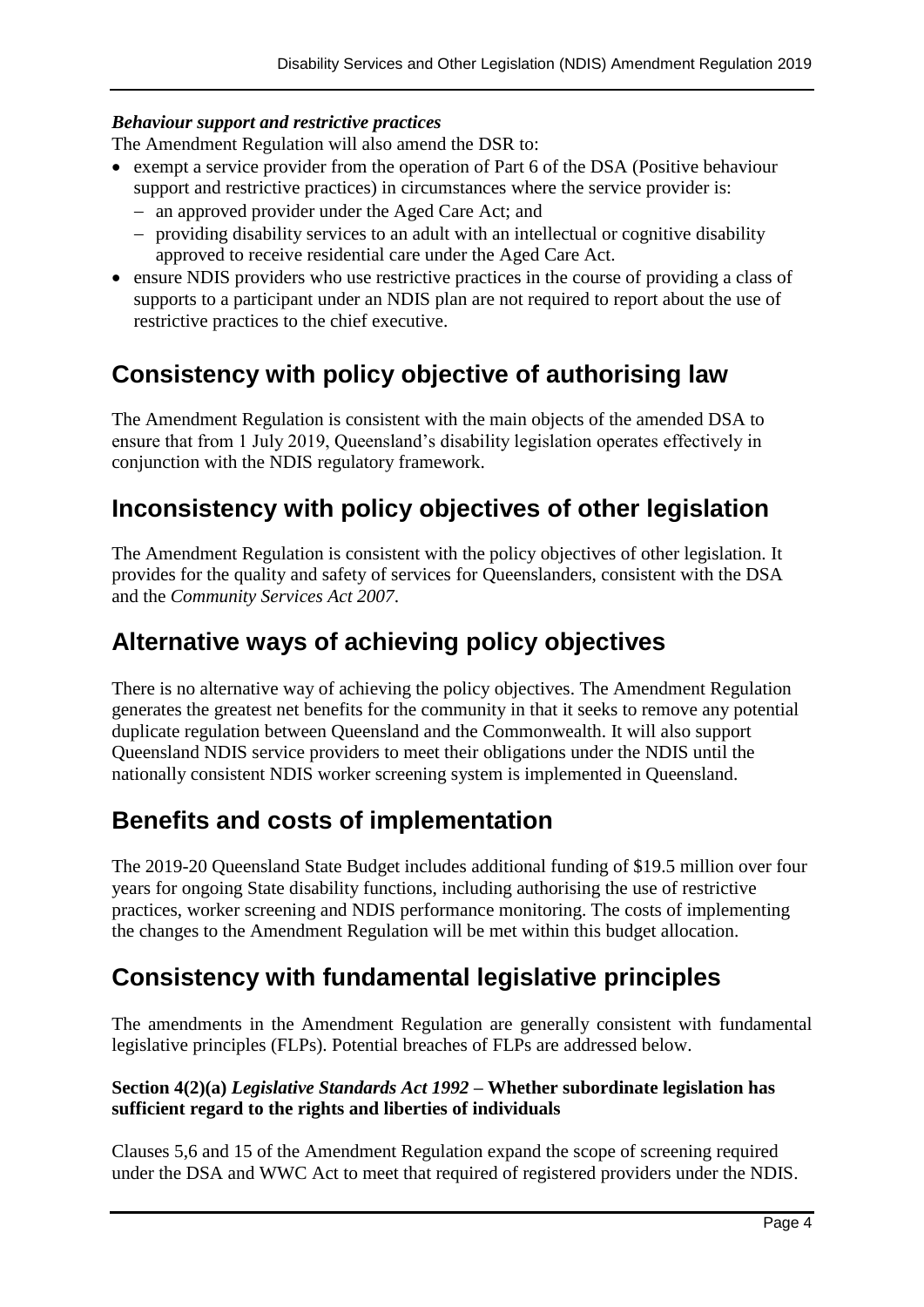***Behaviour support and restrictive practices***

The Amendment Regulation will also amend the DSR to:

- exempt a service provider from the operation of Part 6 of the DSA (Positive behaviour support and restrictive practices) in circumstances where the service provider is:
  - an approved provider under the Aged Care Act; and
  - providing disability services to an adult with an intellectual or cognitive disability approved to receive residential care under the Aged Care Act.
- ensure NDIS providers who use restrictive practices in the course of providing a class of supports to a participant under an NDIS plan are not required to report about the use of restrictive practices to the chief executive.

## Consistency with policy objective of authorising law

The Amendment Regulation is consistent with the main objects of the amended DSA to ensure that from 1 July 2019, Queensland's disability legislation operates effectively in conjunction with the NDIS regulatory framework.

## Inconsistency with policy objectives of other legislation

The Amendment Regulation is consistent with the policy objectives of other legislation. It provides for the quality and safety of services for Queenslanders, consistent with the DSA and the *Community Services Act 2007*.

## Alternative ways of achieving policy objectives

There is no alternative way of achieving the policy objectives. The Amendment Regulation generates the greatest net benefits for the community in that it seeks to remove any potential duplicate regulation between Queensland and the Commonwealth. It will also support Queensland NDIS service providers to meet their obligations under the NDIS until the nationally consistent NDIS worker screening system is implemented in Queensland.

## Benefits and costs of implementation

The 2019-20 Queensland State Budget includes additional funding of $19.5 million over four years for ongoing State disability functions, including authorising the use of restrictive practices, worker screening and NDIS performance monitoring. The costs of implementing the changes to the Amendment Regulation will be met within this budget allocation.

## Consistency with fundamental legislative principles

The amendments in the Amendment Regulation are generally consistent with fundamental legislative principles (FLPs). Potential breaches of FLPs are addressed below.

**Section 4(2)(a)** ***Legislative Standards Act 1992*** **– Whether subordinate legislation has sufficient regard to the rights and liberties of individuals**

Clauses 5,6 and 15 of the Amendment Regulation expand the scope of screening required under the DSA and WWC Act to meet that required of registered providers under the NDIS.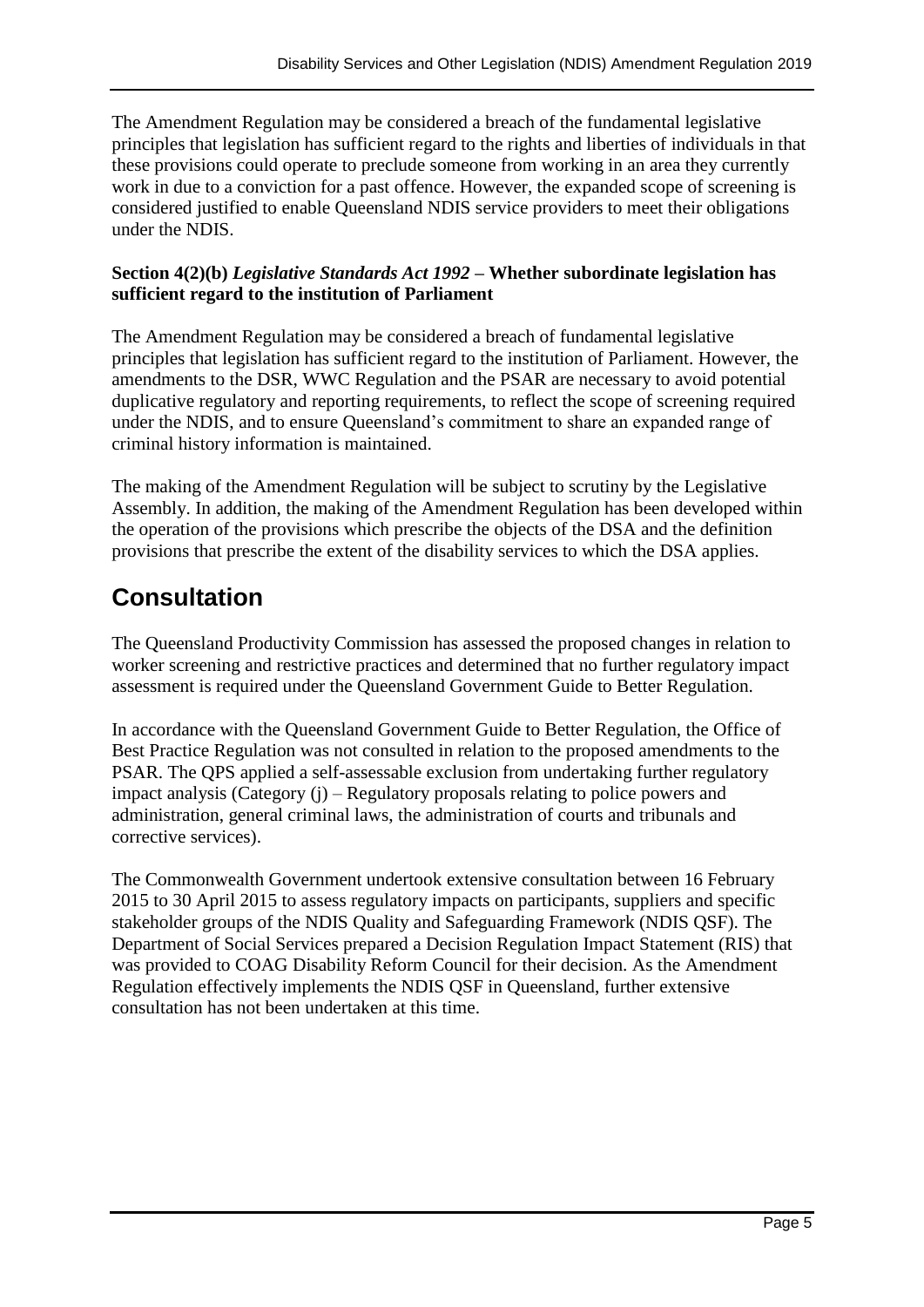The Amendment Regulation may be considered a breach of the fundamental legislative principles that legislation has sufficient regard to the rights and liberties of individuals in that these provisions could operate to preclude someone from working in an area they currently work in due to a conviction for a past offence. However, the expanded scope of screening is considered justified to enable Queensland NDIS service providers to meet their obligations under the NDIS.

**Section 4(2)(b)** ***Legislative Standards Act 1992*** **– Whether subordinate legislation has sufficient regard to the institution of Parliament**

The Amendment Regulation may be considered a breach of fundamental legislative principles that legislation has sufficient regard to the institution of Parliament. However, the amendments to the DSR, WWC Regulation and the PSAR are necessary to avoid potential duplicative regulatory and reporting requirements, to reflect the scope of screening required under the NDIS, and to ensure Queensland's commitment to share an expanded range of criminal history information is maintained.

The making of the Amendment Regulation will be subject to scrutiny by the Legislative Assembly. In addition, the making of the Amendment Regulation has been developed within the operation of the provisions which prescribe the objects of the DSA and the definition provisions that prescribe the extent of the disability services to which the DSA applies.

# Consultation

The Queensland Productivity Commission has assessed the proposed changes in relation to worker screening and restrictive practices and determined that no further regulatory impact assessment is required under the Queensland Government Guide to Better Regulation.

In accordance with the Queensland Government Guide to Better Regulation, the Office of Best Practice Regulation was not consulted in relation to the proposed amendments to the PSAR. The QPS applied a self-assessable exclusion from undertaking further regulatory impact analysis (Category (j) – Regulatory proposals relating to police powers and administration, general criminal laws, the administration of courts and tribunals and corrective services).

The Commonwealth Government undertook extensive consultation between 16 February 2015 to 30 April 2015 to assess regulatory impacts on participants, suppliers and specific stakeholder groups of the NDIS Quality and Safeguarding Framework (NDIS QSF). The Department of Social Services prepared a Decision Regulation Impact Statement (RIS) that was provided to COAG Disability Reform Council for their decision. As the Amendment Regulation effectively implements the NDIS QSF in Queensland, further extensive consultation has not been undertaken at this time.